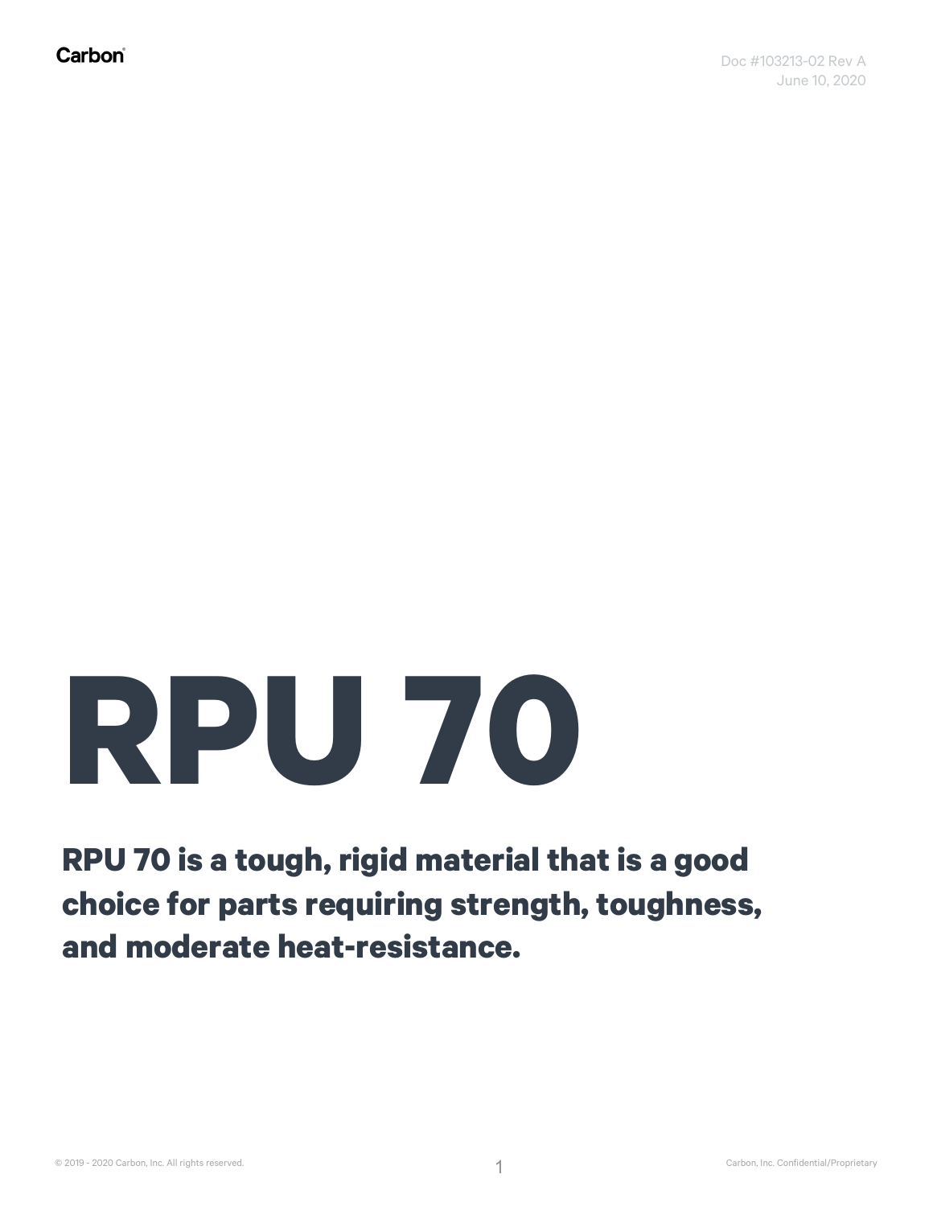Carbon

Doc #103213-02 Rev A
June 10, 2020

# RPU 70

**RPU 70 is a tough, rigid material that is a good choice for parts requiring strength, toughness, and moderate heat-resistance.**

© 2019 - 2020 Carbon, Inc. All rights reserved.

Carbon, Inc. Confidential/Proprietary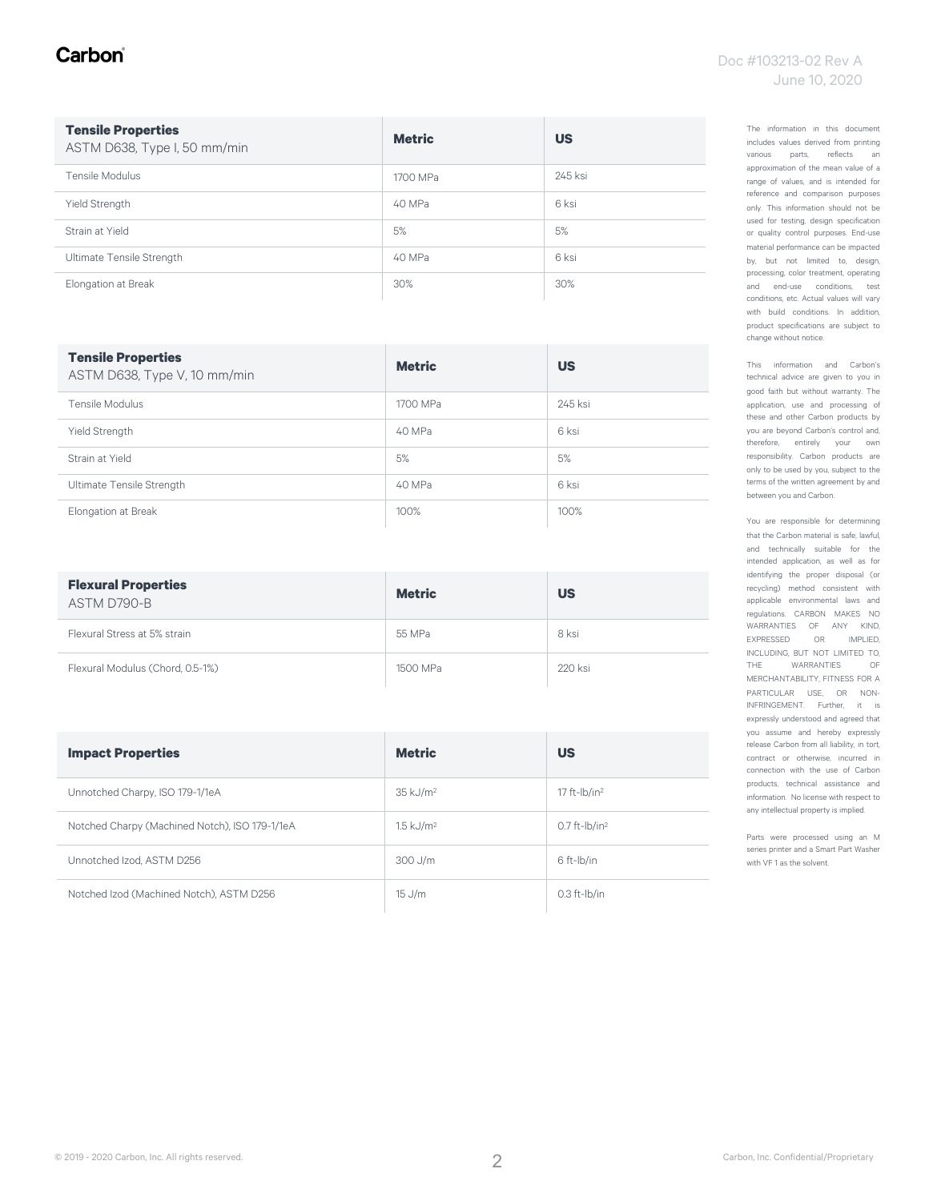| **Tensile Properties** ASTM D638, Type I, 50 mm/min | **Metric** | **US** |
|---|---|---|
| Tensile Modulus | 1700 MPa | 245 ksi |
| Yield Strength | 40 MPa | 6 ksi |
| Strain at Yield | 5% | 5% |
| Ultimate Tensile Strength | 40 MPa | 6 ksi |
| Elongation at Break | 30% | 30% |

| **Tensile Properties** ASTM D638, Type V, 10 mm/min | **Metric** | **US** |
|---|---|---|
| Tensile Modulus | 1700 MPa | 245 ksi |
| Yield Strength | 40 MPa | 6 ksi |
| Strain at Yield | 5% | 5% |
| Ultimate Tensile Strength | 40 MPa | 6 ksi |
| Elongation at Break | 100% | 100% |

| **Flexural Properties** ASTM D790-B | **Metric** | **US** |
|---|---|---|
| Flexural Stress at 5% strain | 55 MPa | 8 ksi |
| Flexural Modulus (Chord, 0.5-1%) | 1500 MPa | 220 ksi |

| **Impact Properties** | **Metric** | **US** |
|---|---|---|
| Unnotched Charpy, ISO 179-1/1eA | 35 $kJ/m^2$ | 17 $ft\text{-}lb/in^2$ |
| Notched Charpy (Machined Notch), ISO 179-1/1eA | 1.5 $kJ/m^2$ | 0.7 $ft\text{-}lb/in^2$ |
| Unnotched Izod, ASTM D256 | 300 J/m | 6 ft-lb/in |
| Notched Izod (Machined Notch), ASTM D256 | 15 J/m | 0.3 ft-lb/in |

The information in this document includes values derived from printing various parts, reflects an approximation of the mean value of a range of values, and is intended for reference and comparison purposes only. This information should not be used for testing, design specification or quality control purposes. End-use material performance can be impacted by, but not limited to, design, processing, color treatment, operating and end-use conditions, test conditions, etc. Actual values will vary with build conditions. In addition, product specifications are subject to change without notice.

This information and Carbon's technical advice are given to you in good faith but without warranty. The application, use and processing of these and other Carbon products by you are beyond Carbon's control and, therefore, entirely your own responsibility. Carbon products are only to be used by you, subject to the terms of the written agreement by and between you and Carbon.

You are responsible for determining that the Carbon material is safe, lawful, and technically suitable for the intended application, as well as for identifying the proper disposal (or recycling) method consistent with applicable environmental laws and regulations. CARBON MAKES NO WARRANTIES OF ANY KIND, EXPRESSED OR IMPLIED, INCLUDING, BUT NOT LIMITED TO, THE WARRANTIES OF MERCHANTABILITY, FITNESS FOR A PARTICULAR USE, OR NON-INFRINGEMENT. Further, it is expressly understood and agreed that you assume and hereby expressly release Carbon from all liability, in tort, contract or otherwise, incurred in connection with the use of Carbon products, technical assistance and information. No license with respect to any intellectual property is implied.

Parts were processed using an M series printer and a Smart Part Washer with VF 1 as the solvent.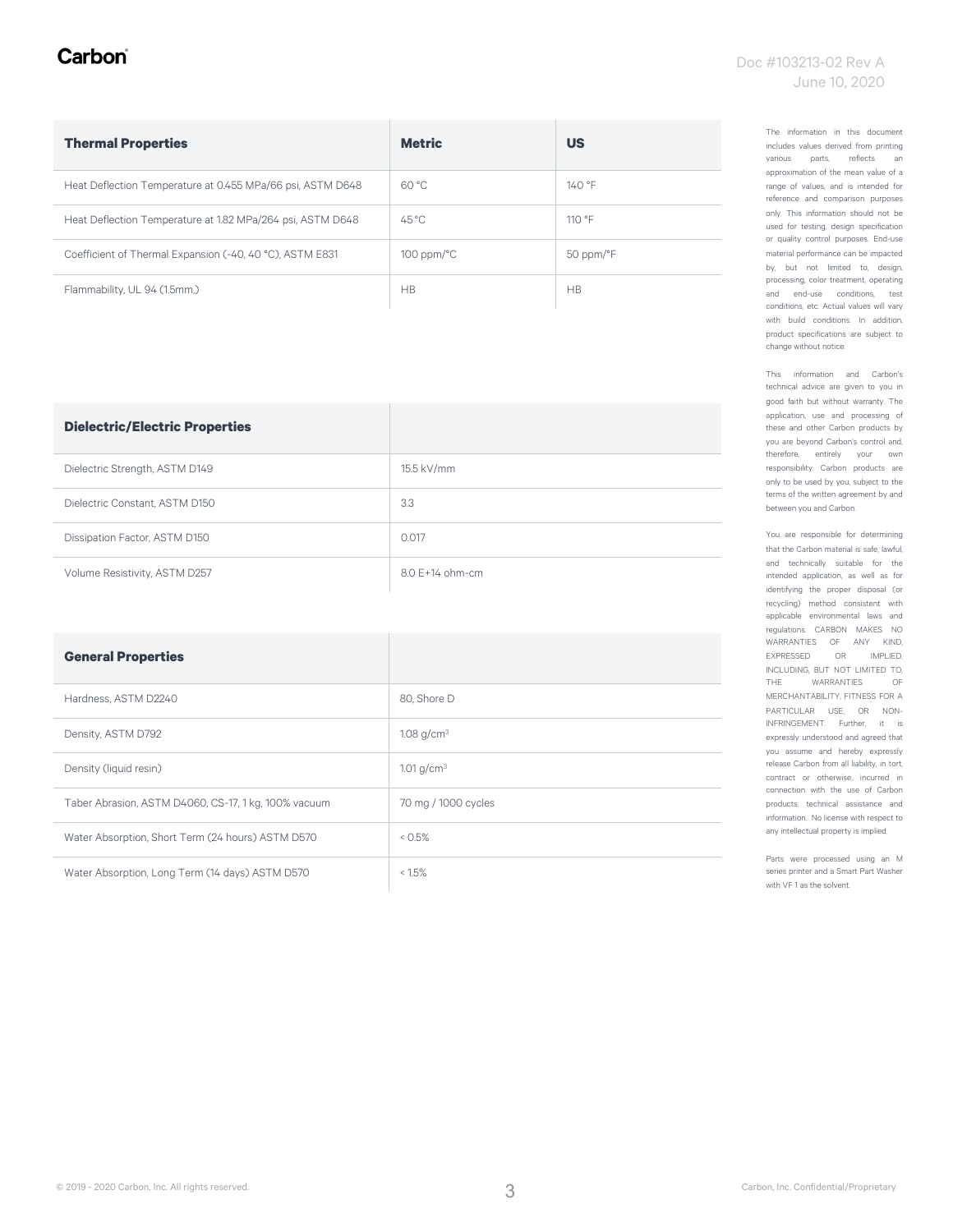| Thermal Properties | Metric | US |
|---|---|---|
| Heat Deflection Temperature at 0.455 MPa/66 psi, ASTM D648 | 60 °C | 140 °F |
| Heat Deflection Temperature at 1.82 MPa/264 psi, ASTM D648 | 45 °C | 110 °F |
| Coefficient of Thermal Expansion (-40, 40 °C), ASTM E831 | 100 ppm/°C | 50 ppm/°F |
| Flammability, UL 94 (1.5mm,) | HB | HB |

| Dielectric/Electric Properties | |
|---|---|
| Dielectric Strength, ASTM D149 | 15.5 kV/mm |
| Dielectric Constant, ASTM D150 | 3.3 |
| Dissipation Factor, ASTM D150 | 0.017 |
| Volume Resistivity, ASTM D257 | 8.0 E+14 ohm-cm |

| General Properties | |
|---|---|
| Hardness, ASTM D2240 | 80, Shore D |
| Density, ASTM D792 | 1.08 g/cm$^3$ |
| Density (liquid resin) | 1.01 g/cm$^3$ |
| Taber Abrasion, ASTM D4060, CS-17, 1 kg, 100% vacuum | 70 mg / 1000 cycles |
| Water Absorption, Short Term (24 hours) ASTM D570 | < 0.5% |
| Water Absorption, Long Term (14 days) ASTM D570 | < 1.5% |

The information in this document includes values derived from printing various parts, reflects an approximation of the mean value of a range of values, and is intended for reference and comparison purposes only. This information should not be used for testing, design specification or quality control purposes. End-use material performance can be impacted by, but not limited to, design, processing, color treatment, operating and end-use conditions, test conditions, etc. Actual values will vary with build conditions. In addition, product specifications are subject to change without notice.

This information and Carbon's technical advice are given to you in good faith but without warranty. The application, use and processing of these and other Carbon products by you are beyond Carbon's control and, therefore, entirely your own responsibility. Carbon products are only to be used by you, subject to the terms of the written agreement by and between you and Carbon.

You are responsible for determining that the Carbon material is safe, lawful, and technically suitable for the intended application, as well as for identifying the proper disposal (or recycling) method consistent with applicable environmental laws and regulations. CARBON MAKES NO WARRANTIES OF ANY KIND, EXPRESSED OR IMPLIED, INCLUDING, BUT NOT LIMITED TO, THE WARRANTIES OF MERCHANTABILITY, FITNESS FOR A PARTICULAR USE, OR NON-INFRINGEMENT. Further, it is expressly understood and agreed that you assume and hereby expressly release Carbon from all liability, in tort, contract or otherwise, incurred in connection with the use of Carbon products, technical assistance and information. No license with respect to any intellectual property is implied.

Parts were processed using an M series printer and a Smart Part Washer with VF 1 as the solvent.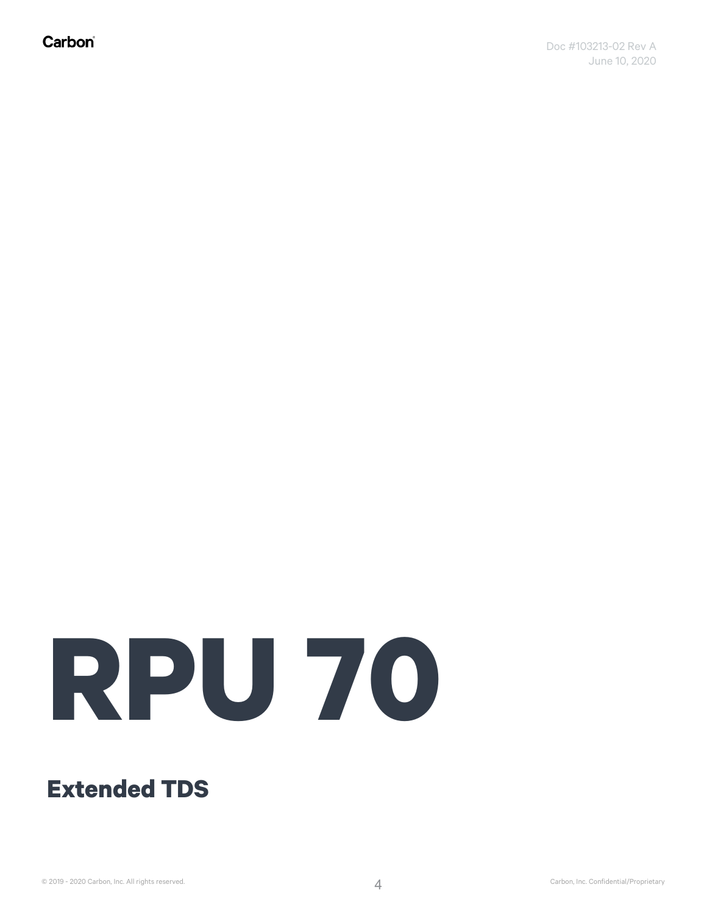# RPU 70

## Extended TDS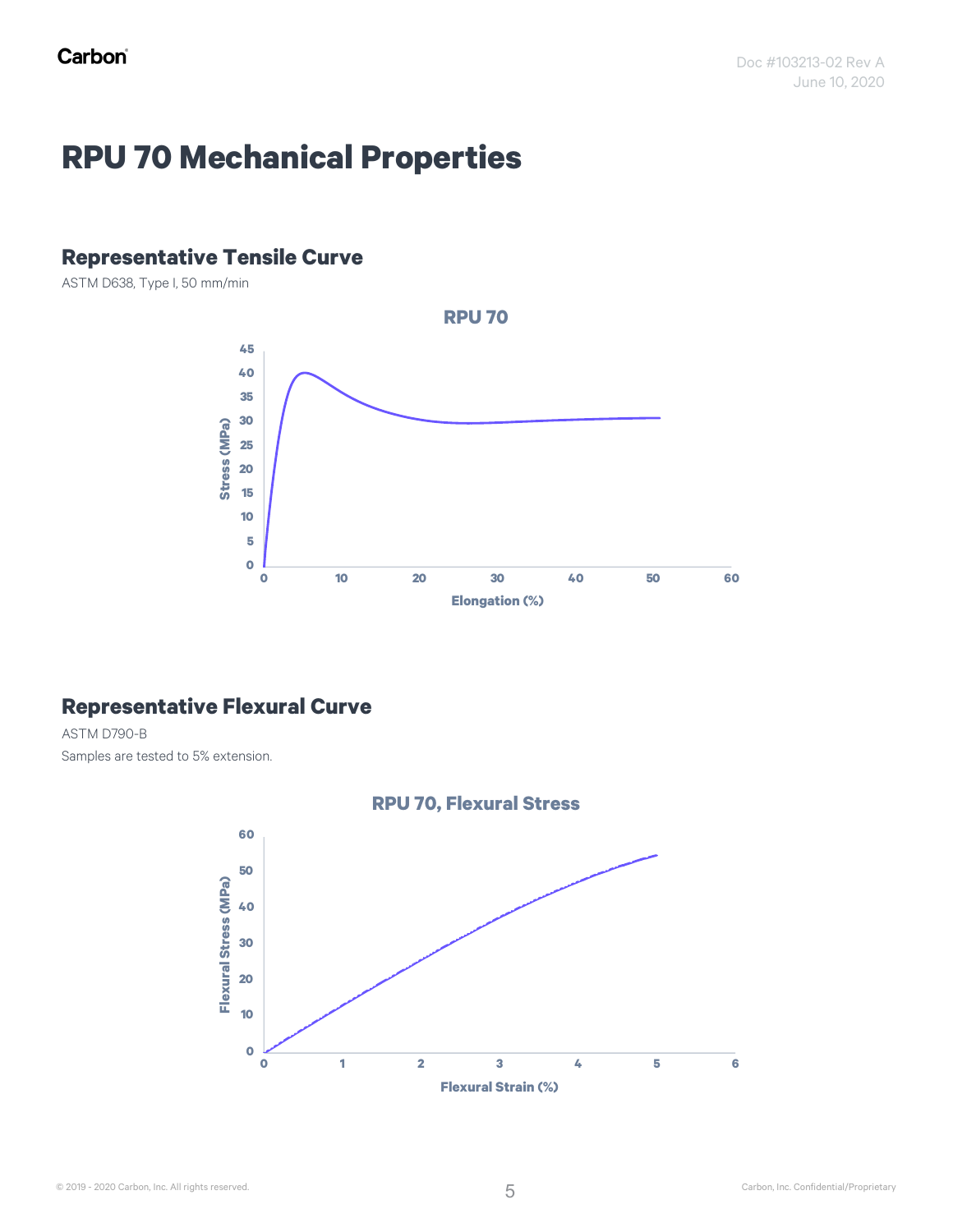# RPU 70 Mechanical Properties

## Representative Tensile Curve

ASTM D638, Type I, 50 mm/min

## Representative Flexural Curve

ASTM D790-B

Samples are tested to 5% extension.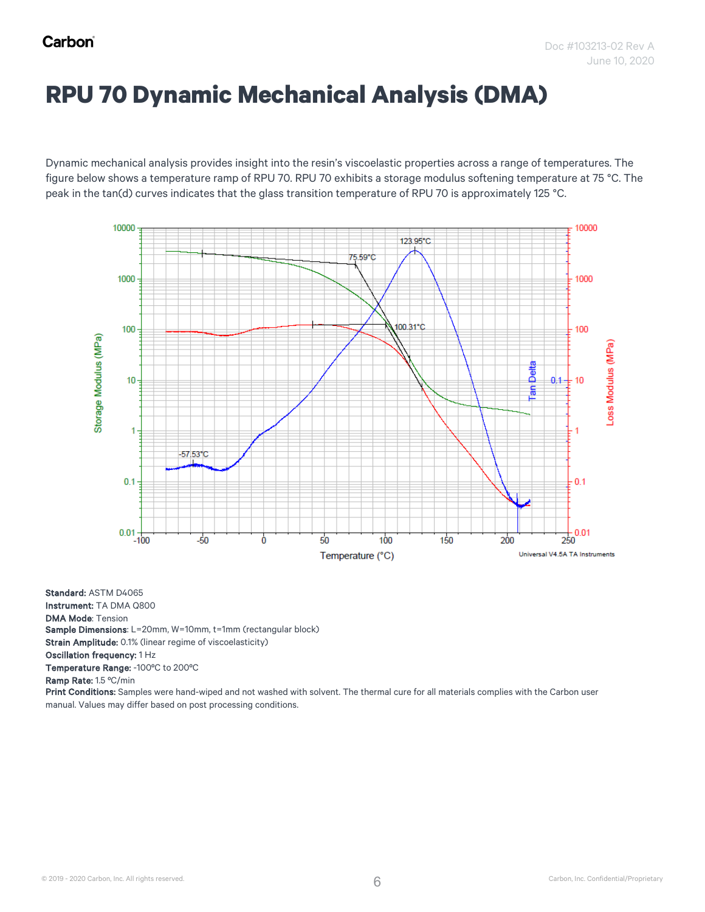# RPU 70 Dynamic Mechanical Analysis (DMA)

Dynamic mechanical analysis provides insight into the resin's viscoelastic properties across a range of temperatures. The figure below shows a temperature ramp of RPU 70. RPU 70 exhibits a storage modulus softening temperature at 75 °C. The peak in the tan(d) curves indicates that the glass transition temperature of RPU 70 is approximately 125 °C.

**Standard:** ASTM D4065
**Instrument:** TA DMA Q800
**DMA Mode**: Tension
**Sample Dimensions**: L=20mm, W=10mm, t=1mm (rectangular block)
**Strain Amplitude:** 0.1% (linear regime of viscoelasticity)
**Oscillation frequency:** 1 Hz
**Temperature Range:** -100ºC to 200ºC
**Ramp Rate:** 1.5 ºC/min
**Print Conditions:** Samples were hand-wiped and not washed with solvent. The thermal cure for all materials complies with the Carbon user manual. Values may differ based on post processing conditions.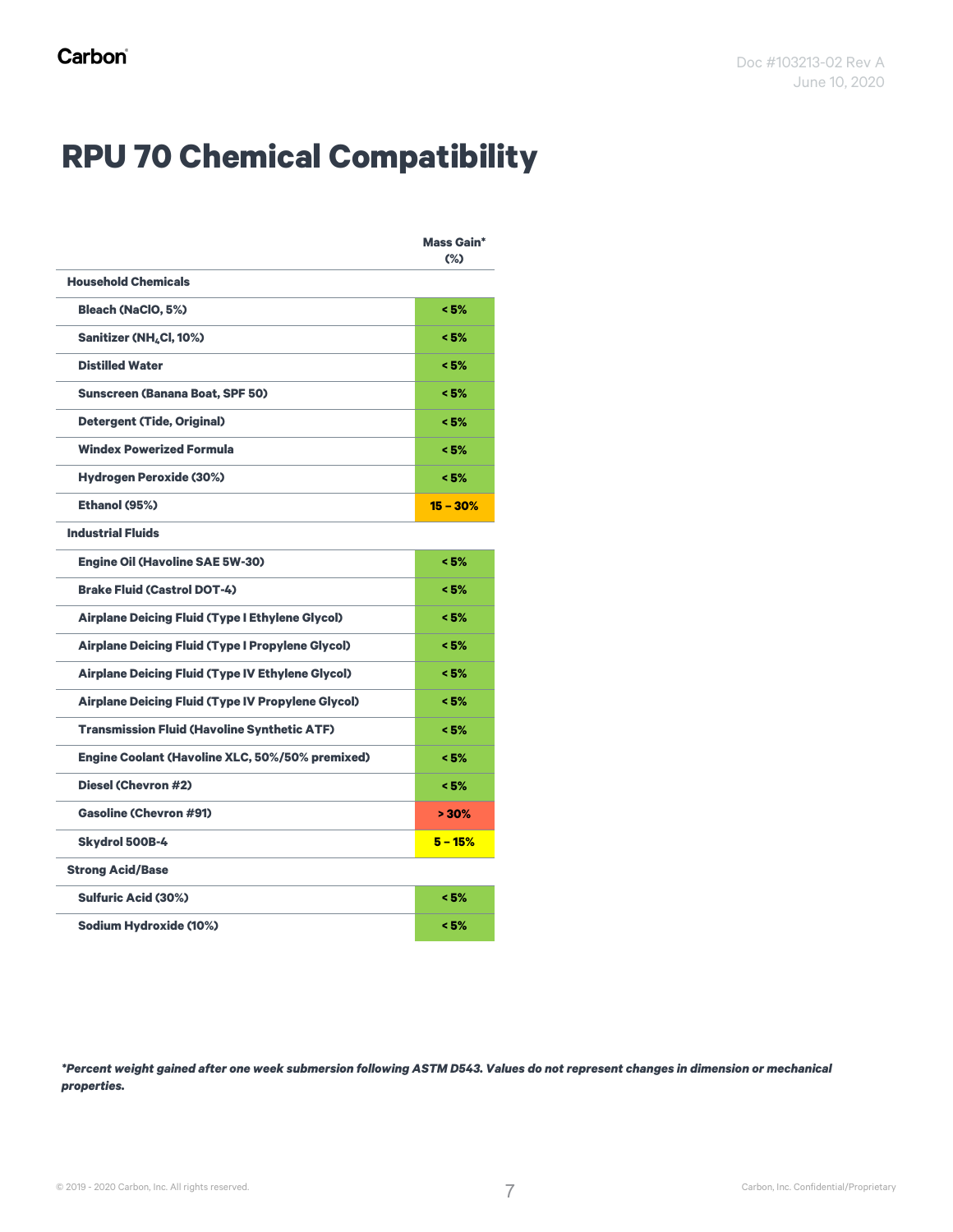# RPU 70 Chemical Compatibility

| | Mass Gain* (%) |
|---|---|
| **Household Chemicals** | |
| Bleach (NaClO, 5%) | < 5% |
| Sanitizer ($NH_4Cl$, 10%) | < 5% |
| Distilled Water | < 5% |
| Sunscreen (Banana Boat, SPF 50) | < 5% |
| Detergent (Tide, Original) | < 5% |
| Windex Powerized Formula | < 5% |
| Hydrogen Peroxide (30%) | < 5% |
| Ethanol (95%) | 15 – 30% |
| **Industrial Fluids** | |
| Engine Oil (Havoline SAE 5W-30) | < 5% |
| Brake Fluid (Castrol DOT-4) | < 5% |
| Airplane Deicing Fluid (Type I Ethylene Glycol) | < 5% |
| Airplane Deicing Fluid (Type I Propylene Glycol) | < 5% |
| Airplane Deicing Fluid (Type IV Ethylene Glycol) | < 5% |
| Airplane Deicing Fluid (Type IV Propylene Glycol) | < 5% |
| Transmission Fluid (Havoline Synthetic ATF) | < 5% |
| Engine Coolant (Havoline XLC, 50%/50% premixed) | < 5% |
| Diesel (Chevron #2) | < 5% |
| Gasoline (Chevron #91) | > 30% |
| Skydrol 500B-4 | 5 – 15% |
| **Strong Acid/Base** | |
| Sulfuric Acid (30%) | < 5% |
| Sodium Hydroxide (10%) | < 5% |

***Percent weight gained after one week submersion following ASTM D543. Values do not represent changes in dimension or mechanical properties.***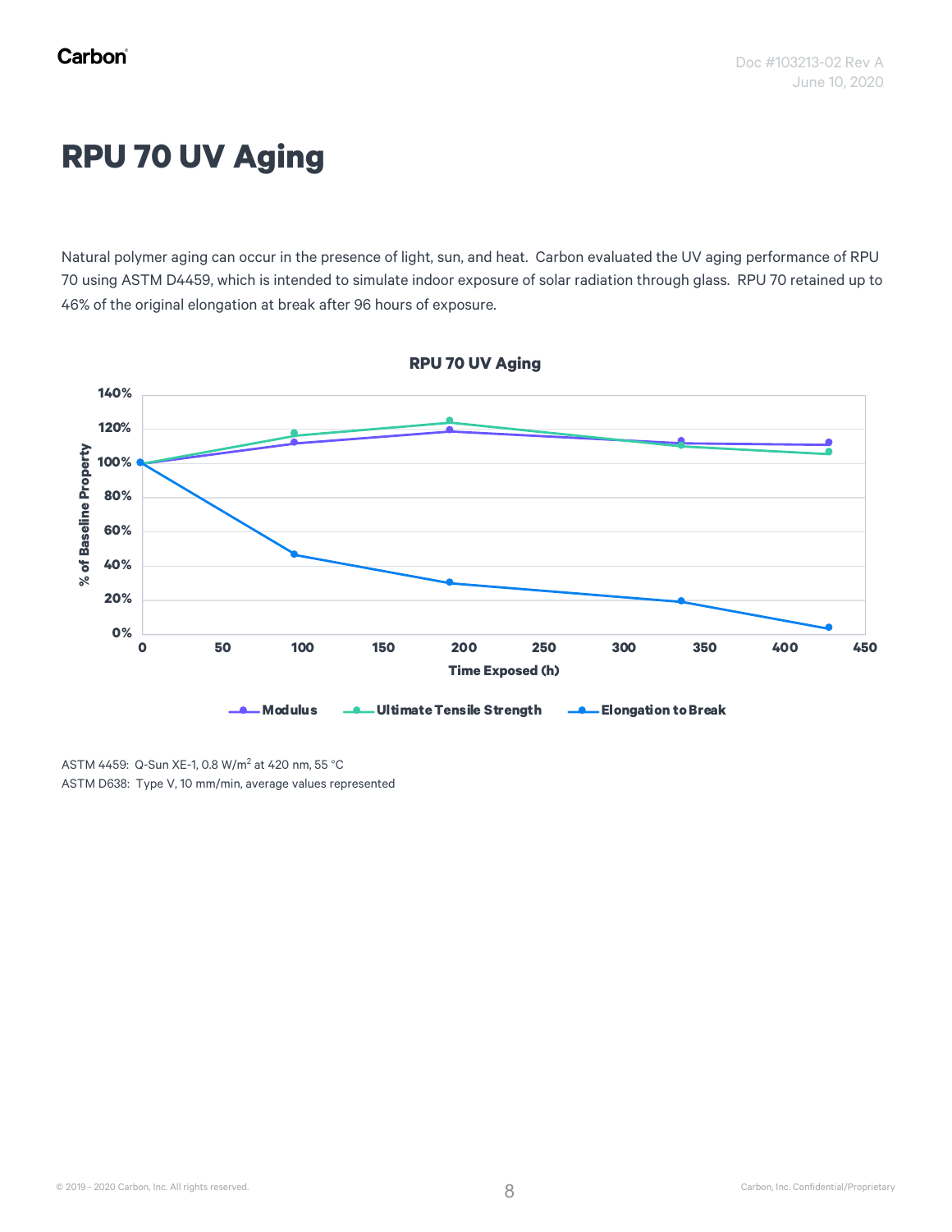# RPU 70 UV Aging

Natural polymer aging can occur in the presence of light, sun, and heat. Carbon evaluated the UV aging performance of RPU 70 using ASTM D4459, which is intended to simulate indoor exposure of solar radiation through glass. RPU 70 retained up to 46% of the original elongation at break after 96 hours of exposure.

ASTM 4459: Q-Sun XE-1, 0.8 W/m$^2$ at 420 nm, 55 °C
ASTM D638: Type V, 10 mm/min, average values represented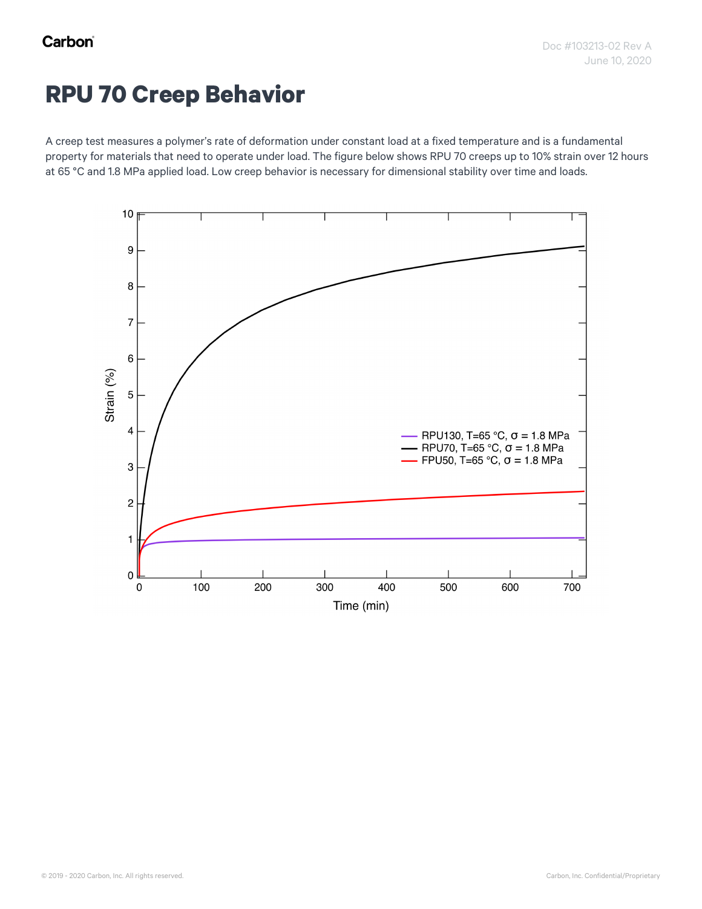# RPU 70 Creep Behavior

A creep test measures a polymer's rate of deformation under constant load at a fixed temperature and is a fundamental property for materials that need to operate under load. The figure below shows RPU 70 creeps up to 10% strain over 12 hours at 65 °C and 1.8 MPa applied load. Low creep behavior is necessary for dimensional stability over time and loads.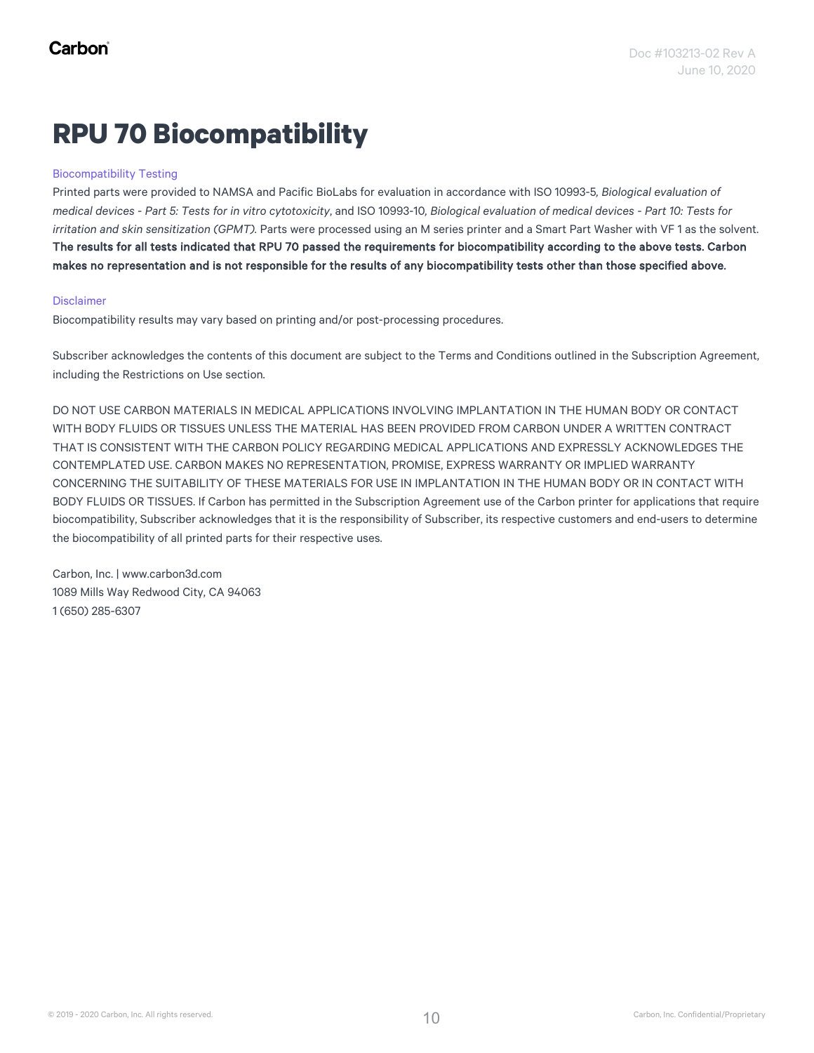Carbon

Doc #103213-02 Rev A
June 10, 2020

# RPU 70 Biocompatibility

## Biocompatibility Testing

Printed parts were provided to NAMSA and Pacific BioLabs for evaluation in accordance with ISO 10993-5, *Biological evaluation of medical devices - Part 5: Tests for in vitro cytotoxicity*, and ISO 10993-10, *Biological evaluation of medical devices - Part 10: Tests for irritation and skin sensitization (GPMT).* Parts were processed using an M series printer and a Smart Part Washer with VF 1 as the solvent. **The results for all tests indicated that RPU 70 passed the requirements for biocompatibility according to the above tests. Carbon makes no representation and is not responsible for the results of any biocompatibility tests other than those specified above.**

## Disclaimer

Biocompatibility results may vary based on printing and/or post-processing procedures.

Subscriber acknowledges the contents of this document are subject to the Terms and Conditions outlined in the Subscription Agreement, including the Restrictions on Use section.

DO NOT USE CARBON MATERIALS IN MEDICAL APPLICATIONS INVOLVING IMPLANTATION IN THE HUMAN BODY OR CONTACT WITH BODY FLUIDS OR TISSUES UNLESS THE MATERIAL HAS BEEN PROVIDED FROM CARBON UNDER A WRITTEN CONTRACT THAT IS CONSISTENT WITH THE CARBON POLICY REGARDING MEDICAL APPLICATIONS AND EXPRESSLY ACKNOWLEDGES THE CONTEMPLATED USE. CARBON MAKES NO REPRESENTATION, PROMISE, EXPRESS WARRANTY OR IMPLIED WARRANTY CONCERNING THE SUITABILITY OF THESE MATERIALS FOR USE IN IMPLANTATION IN THE HUMAN BODY OR IN CONTACT WITH BODY FLUIDS OR TISSUES. If Carbon has permitted in the Subscription Agreement use of the Carbon printer for applications that require biocompatibility, Subscriber acknowledges that it is the responsibility of Subscriber, its respective customers and end-users to determine the biocompatibility of all printed parts for their respective uses.

Carbon, Inc. | www.carbon3d.com
1089 Mills Way Redwood City, CA 94063
1 (650) 285-6307

© 2019 - 2020 Carbon, Inc. All rights reserved.

Carbon, Inc. Confidential/Proprietary